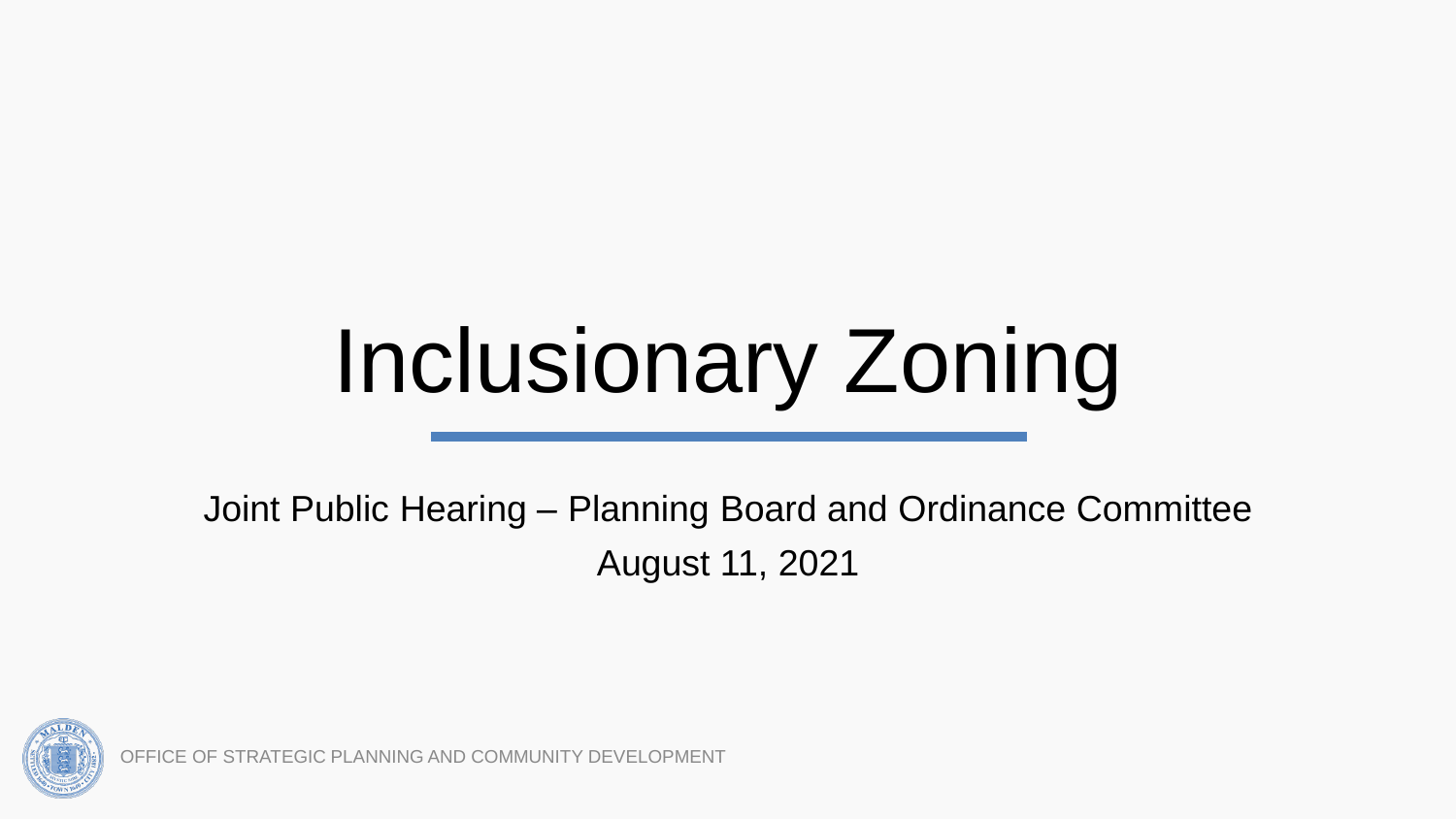# Inclusionary Zoning

Joint Public Hearing – Planning Board and Ordinance Committee

August 11, 2021

OFFICE OF STRATEGIC PLANNING AND COMMUNITY DEVELOPMENT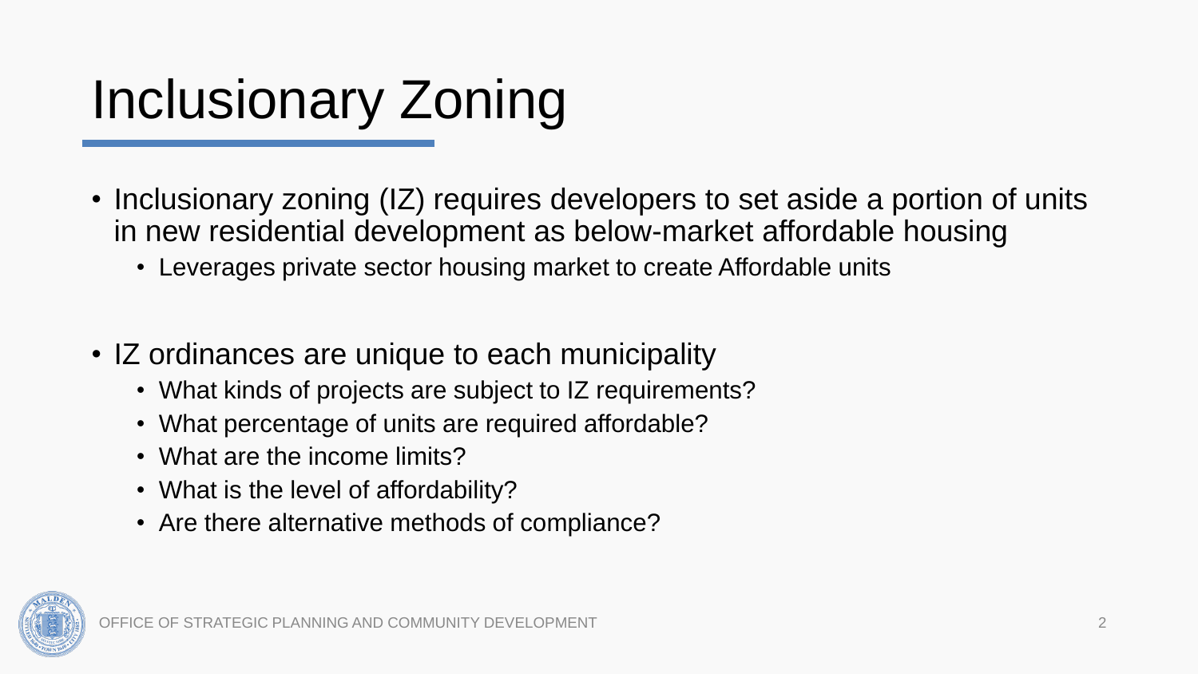# Inclusionary Zoning

- Inclusionary zoning (IZ) requires developers to set aside a portion of units in new residential development as below-market affordable housing
  - Leverages private sector housing market to create Affordable units

- IZ ordinances are unique to each municipality
  - What kinds of projects are subject to IZ requirements?
  - What percentage of units are required affordable?
  - What are the income limits?
  - What is the level of affordability?
  - Are there alternative methods of compliance?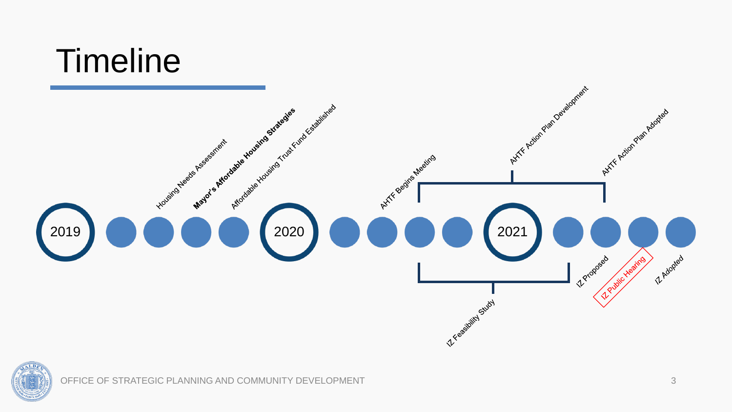# Timeline

2019

- Housing Needs Assessment
- **Mayor's Affordable Housing Strategies**
- Affordable Housing Trust Fund Established

2020

- AHTF Begins Meeting
- AHTF Action Plan Development
- IZ Feasibility Study

2021

- IZ Proposed
- AHTF Action Plan Adopted
- IZ Public Hearing
- *IZ Adopted*

OFFICE OF STRATEGIC PLANNING AND COMMUNITY DEVELOPMENT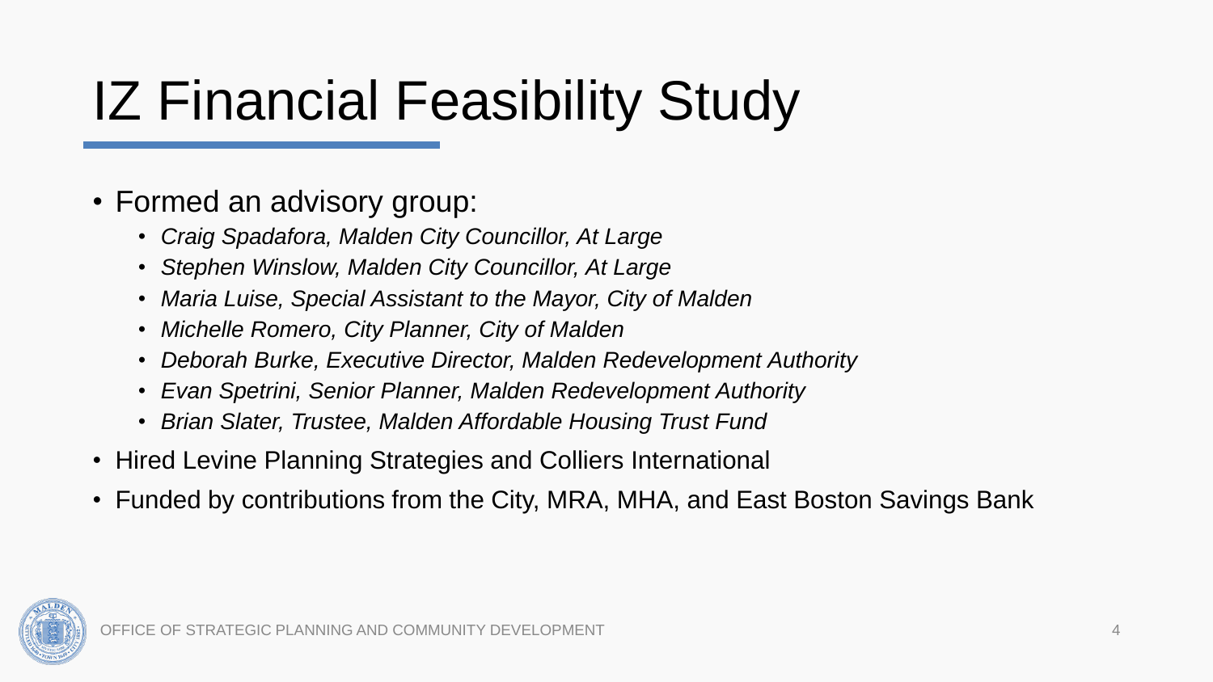# IZ Financial Feasibility Study

- Formed an advisory group:
  - *Craig Spadafora, Malden City Councillor, At Large*
  - *Stephen Winslow, Malden City Councillor, At Large*
  - *Maria Luise, Special Assistant to the Mayor, City of Malden*
  - *Michelle Romero, City Planner, City of Malden*
  - *Deborah Burke, Executive Director, Malden Redevelopment Authority*
  - *Evan Spetrini, Senior Planner, Malden Redevelopment Authority*
  - *Brian Slater, Trustee, Malden Affordable Housing Trust Fund*
- Hired Levine Planning Strategies and Colliers International
- Funded by contributions from the City, MRA, MHA, and East Boston Savings Bank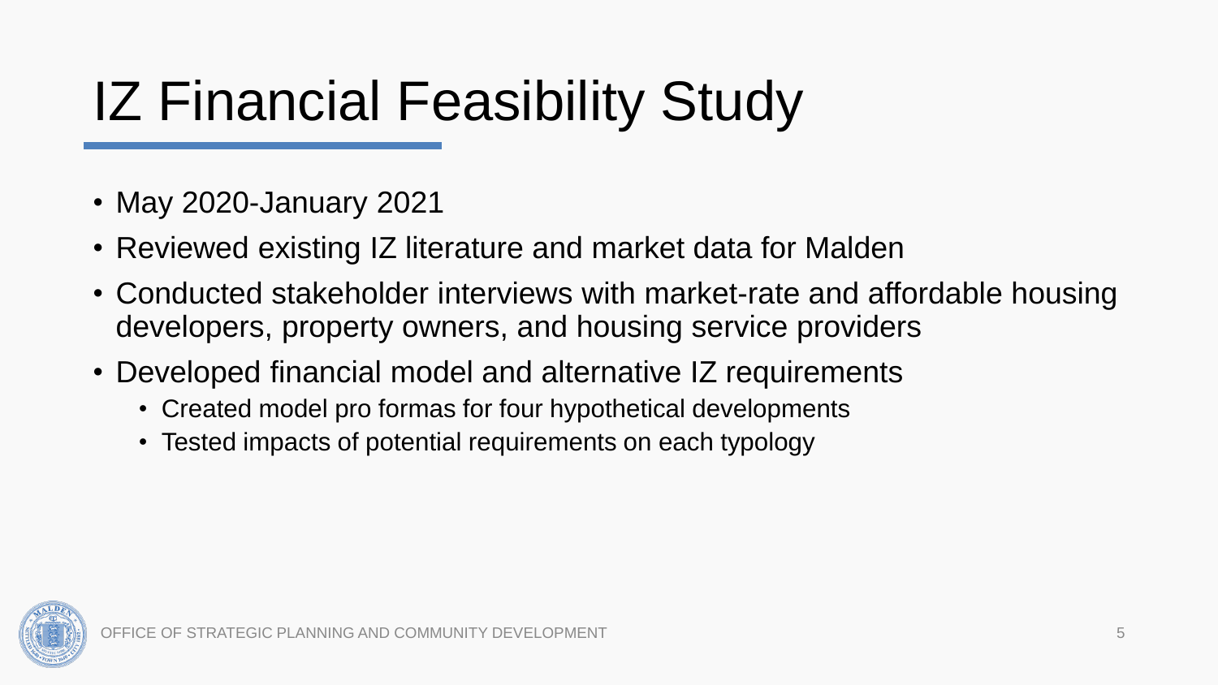# IZ Financial Feasibility Study

- May 2020-January 2021
- Reviewed existing IZ literature and market data for Malden
- Conducted stakeholder interviews with market-rate and affordable housing developers, property owners, and housing service providers
- Developed financial model and alternative IZ requirements
  - Created model pro formas for four hypothetical developments
  - Tested impacts of potential requirements on each typology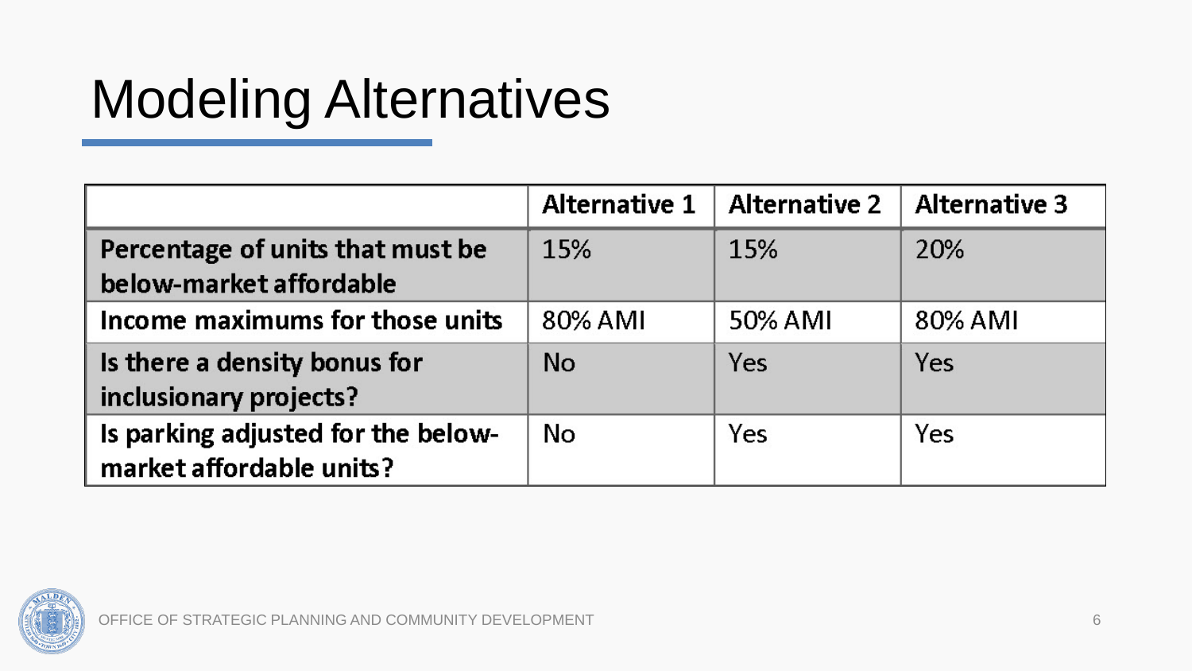# Modeling Alternatives

| | Alternative 1 | Alternative 2 | Alternative 3 |
|---|---|---|---|
| **Percentage of units that must be below-market affordable** | 15% | 15% | 20% |
| **Income maximums for those units** | 80% AMI | 50% AMI | 80% AMI |
| **Is there a density bonus for inclusionary projects?** | No | Yes | Yes |
| **Is parking adjusted for the below-market affordable units?** | No | Yes | Yes |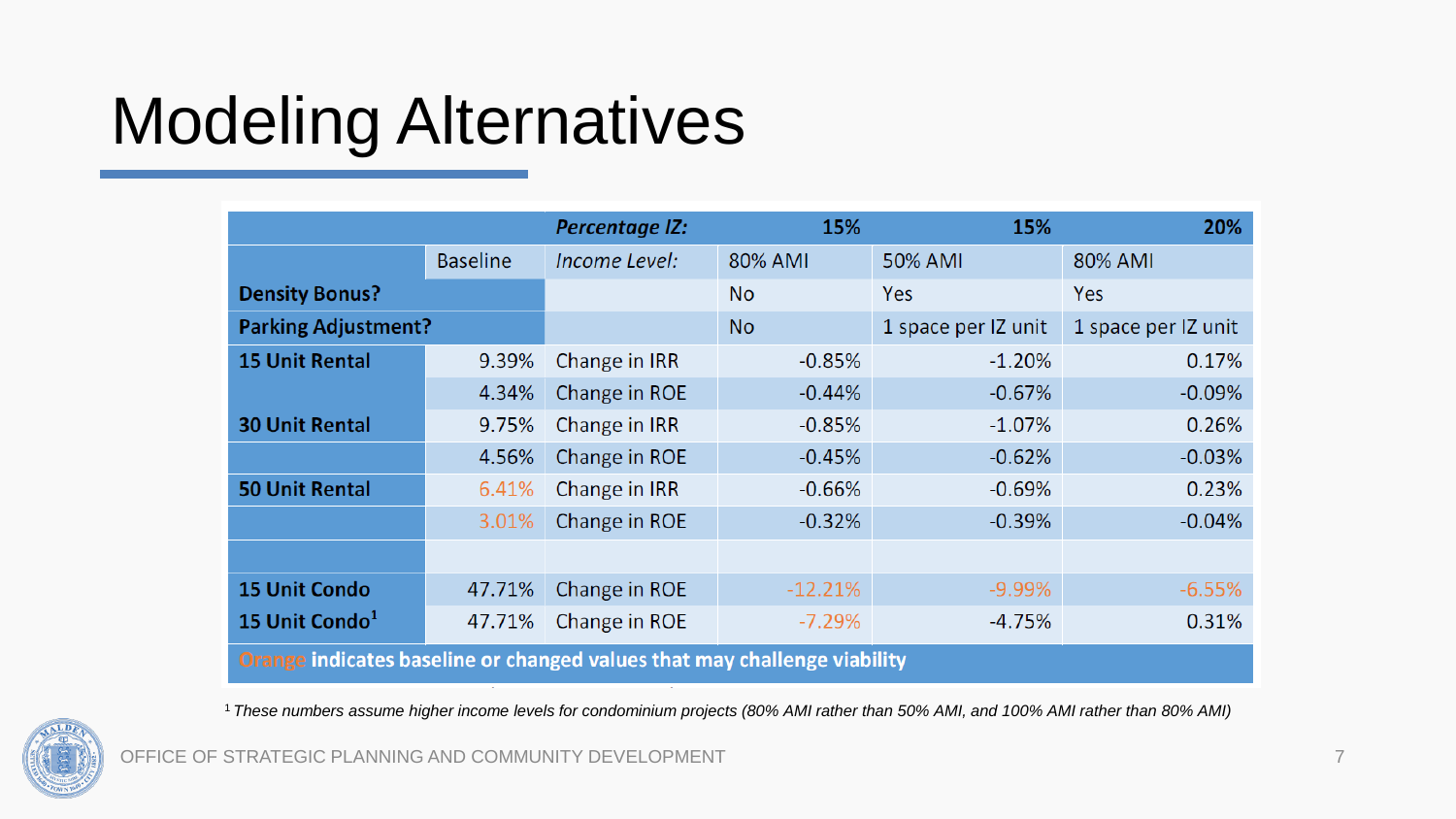# Modeling Alternatives

| | | *Percentage IZ:* | 15% | 15% | 20% |
|---|---|---|---|---|---|
| | Baseline | *Income Level:* | 80% AMI | 50% AMI | 80% AMI |
| **Density Bonus?** | | | No | Yes | Yes |
| **Parking Adjustment?** | | | No | 1 space per IZ unit | 1 space per IZ unit |
| **15 Unit Rental** | 9.39% | Change in IRR | -0.85% | -1.20% | 0.17% |
| | 4.34% | Change in ROE | -0.44% | -0.67% | -0.09% |
| **30 Unit Rental** | 9.75% | Change in IRR | -0.85% | -1.07% | 0.26% |
| | 4.56% | Change in ROE | -0.45% | -0.62% | -0.03% |
| **50 Unit Rental** | 6.41% | Change in IRR | -0.66% | -0.69% | 0.23% |
| | 3.01% | Change in ROE | -0.32% | -0.39% | -0.04% |
| | | | | | |
| **15 Unit Condo** | 47.71% | Change in ROE | -12.21% | -9.99% | -6.55% |
| **15 Unit Condo**[1] | 47.71% | Change in ROE | -7.29% | -4.75% | 0.31% |

**Orange indicates baseline or changed values that may challenge viability**

[1] *These numbers assume higher income levels for condominium projects (80% AMI rather than 50% AMI, and 100% AMI rather than 80% AMI)*

OFFICE OF STRATEGIC PLANNING AND COMMUNITY DEVELOPMENT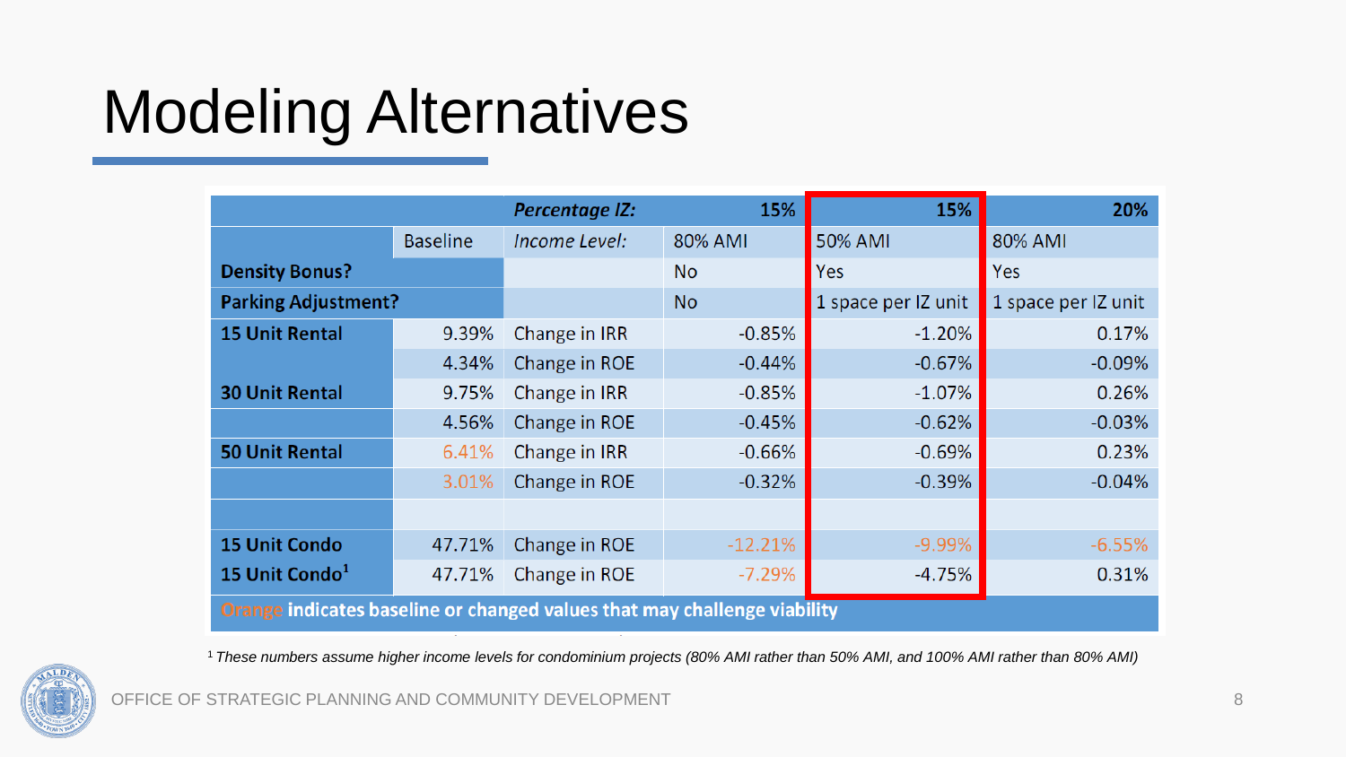# Modeling Alternatives

| | | *Percentage IZ:* | 15% | 15% | 20% |
|---|---|---|---|---|---|
| | Baseline | *Income Level:* | 80% AMI | 50% AMI | 80% AMI |
| **Density Bonus?** | | | No | Yes | Yes |
| **Parking Adjustment?** | | | No | 1 space per IZ unit | 1 space per IZ unit |
| **15 Unit Rental** | 9.39% | Change in IRR | -0.85% | -1.20% | 0.17% |
| | 4.34% | Change in ROE | -0.44% | -0.67% | -0.09% |
| **30 Unit Rental** | 9.75% | Change in IRR | -0.85% | -1.07% | 0.26% |
| | 4.56% | Change in ROE | -0.45% | -0.62% | -0.03% |
| **50 Unit Rental** | 6.41% | Change in IRR | -0.66% | -0.69% | 0.23% |
| | 3.01% | Change in ROE | -0.32% | -0.39% | -0.04% |
| | | | | | |
| **15 Unit Condo** | 47.71% | Change in ROE | -12.21% | -9.99% | -6.55% |
| **15 Unit Condo[1]** | 47.71% | Change in ROE | -7.29% | -4.75% | 0.31% |

**Orange indicates baseline or changed values that may challenge viability**

[1] *These numbers assume higher income levels for condominium projects (80% AMI rather than 50% AMI, and 100% AMI rather than 80% AMI)*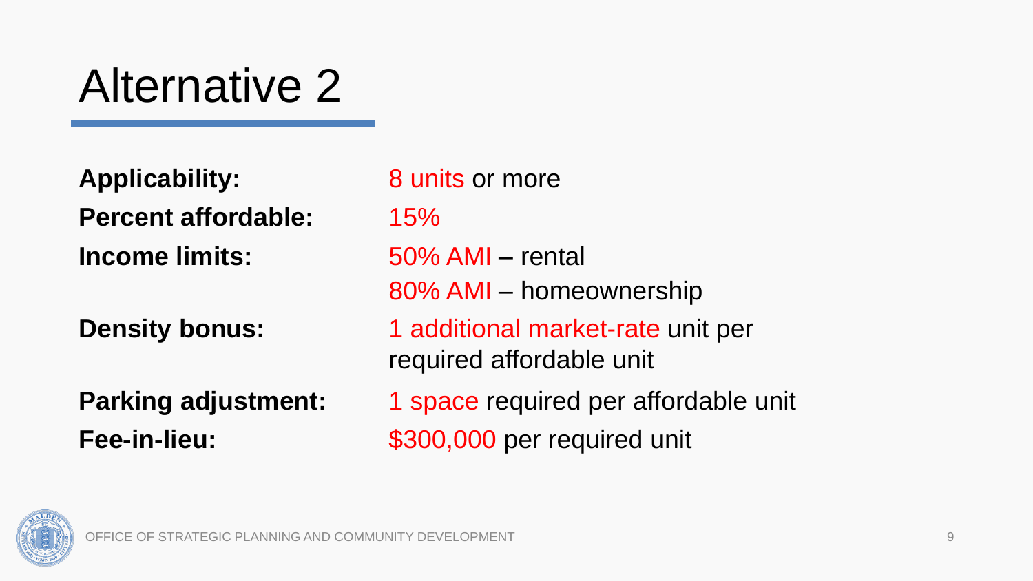# Alternative 2

| | |
|---|---|
| **Applicability:** | 8 units or more |
| **Percent affordable:** | 15% |
| **Income limits:** | 50% AMI – rental<br>80% AMI – homeownership |
| **Density bonus:** | 1 additional market-rate unit per required affordable unit |
| **Parking adjustment:** | 1 space required per affordable unit |
| **Fee-in-lieu:** | $300,000 per required unit |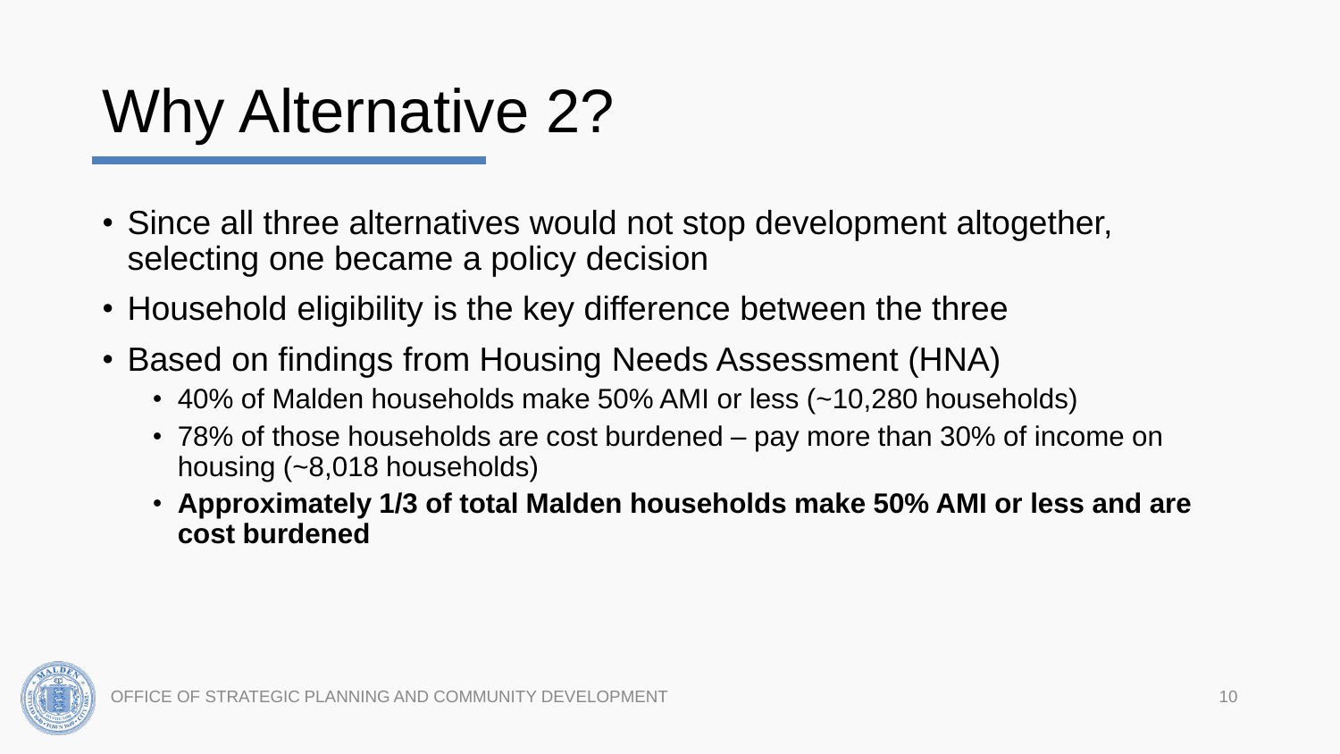# Why Alternative 2?

- Since all three alternatives would not stop development altogether, selecting one became a policy decision
- Household eligibility is the key difference between the three
- Based on findings from Housing Needs Assessment (HNA)
  - 40% of Malden households make 50% AMI or less (~10,280 households)
  - 78% of those households are cost burdened – pay more than 30% of income on housing (~8,018 households)
  - **Approximately 1/3 of total Malden households make 50% AMI or less and are cost burdened**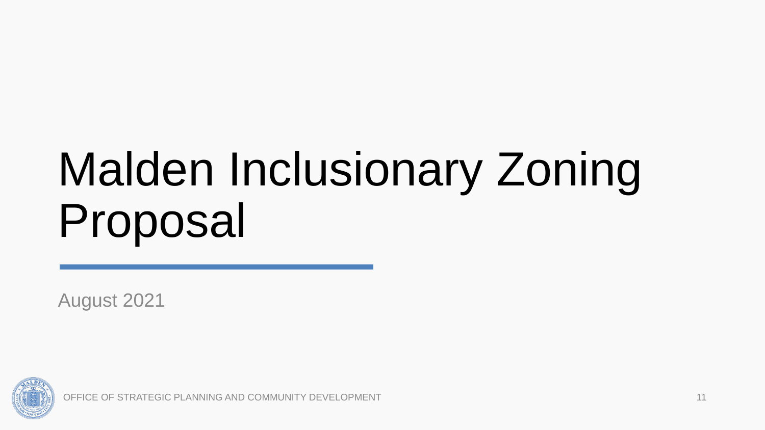# Malden Inclusionary Zoning Proposal

August 2021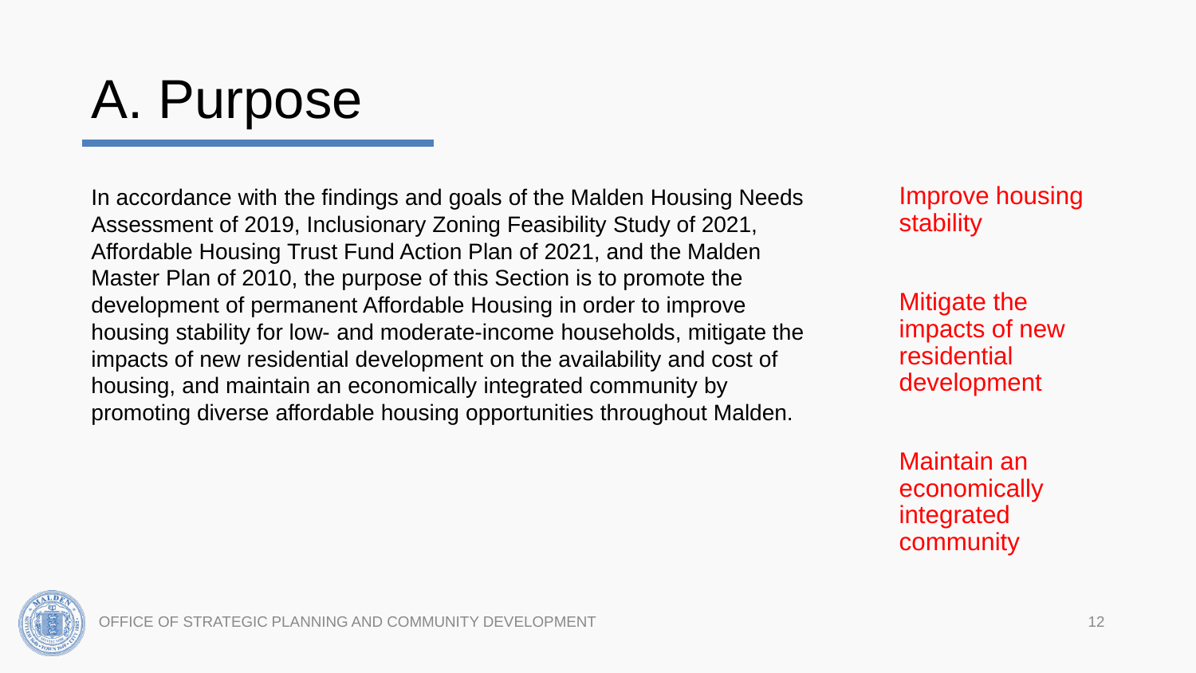# A. Purpose

In accordance with the findings and goals of the Malden Housing Needs Assessment of 2019, Inclusionary Zoning Feasibility Study of 2021, Affordable Housing Trust Fund Action Plan of 2021, and the Malden Master Plan of 2010, the purpose of this Section is to promote the development of permanent Affordable Housing in order to improve housing stability for low- and moderate-income households, mitigate the impacts of new residential development on the availability and cost of housing, and maintain an economically integrated community by promoting diverse affordable housing opportunities throughout Malden.

Improve housing stability

Mitigate the impacts of new residential development

Maintain an economically integrated community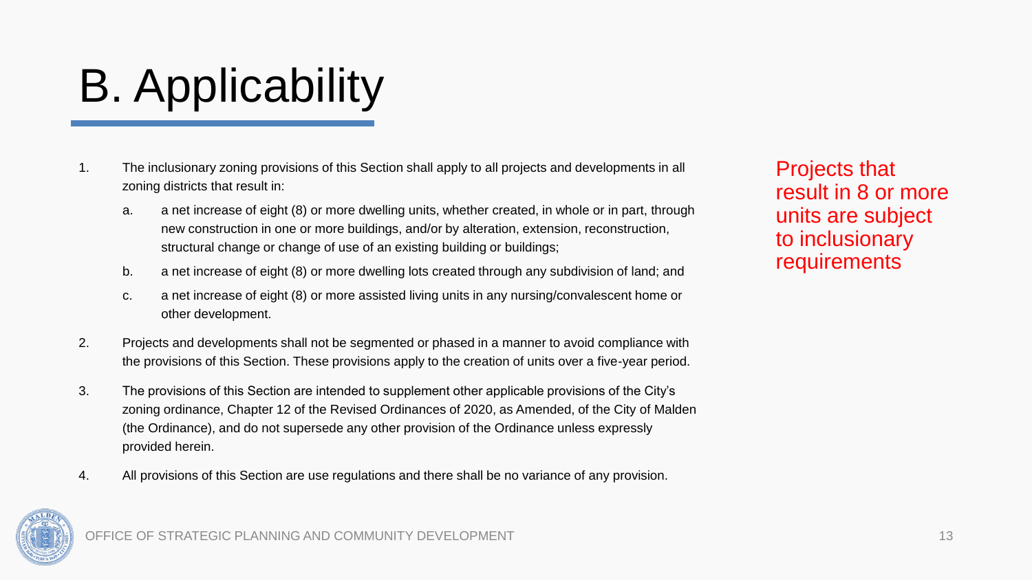# B. Applicability

1. The inclusionary zoning provisions of this Section shall apply to all projects and developments in all zoning districts that result in:
   a. a net increase of eight (8) or more dwelling units, whether created, in whole or in part, through new construction in one or more buildings, and/or by alteration, extension, reconstruction, structural change or change of use of an existing building or buildings;
   b. a net increase of eight (8) or more dwelling lots created through any subdivision of land; and
   c. a net increase of eight (8) or more assisted living units in any nursing/convalescent home or other development.
2. Projects and developments shall not be segmented or phased in a manner to avoid compliance with the provisions of this Section. These provisions apply to the creation of units over a five-year period.
3. The provisions of this Section are intended to supplement other applicable provisions of the City's zoning ordinance, Chapter 12 of the Revised Ordinances of 2020, as Amended, of the City of Malden (the Ordinance), and do not supersede any other provision of the Ordinance unless expressly provided herein.
4. All provisions of this Section are use regulations and there shall be no variance of any provision.

Projects that result in 8 or more units are subject to inclusionary requirements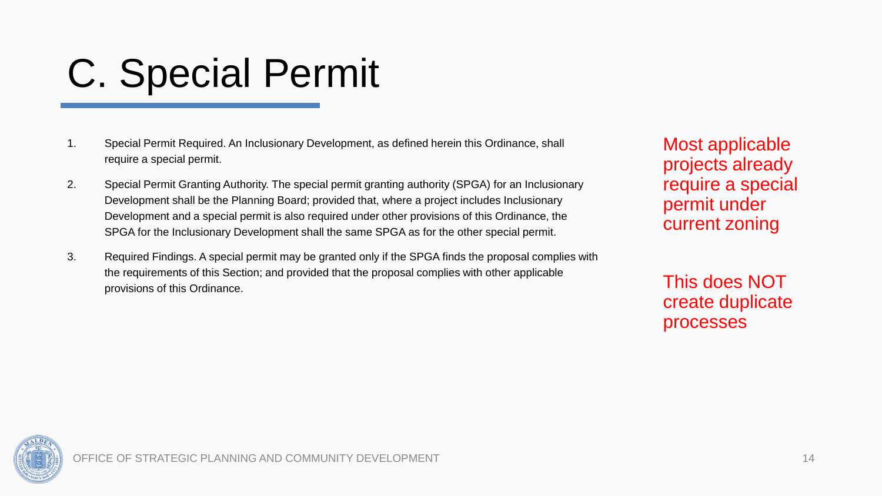# C. Special Permit

1. Special Permit Required. An Inclusionary Development, as defined herein this Ordinance, shall require a special permit.
2. Special Permit Granting Authority. The special permit granting authority (SPGA) for an Inclusionary Development shall be the Planning Board; provided that, where a project includes Inclusionary Development and a special permit is also required under other provisions of this Ordinance, the SPGA for the Inclusionary Development shall the same SPGA as for the other special permit.
3. Required Findings. A special permit may be granted only if the SPGA finds the proposal complies with the requirements of this Section; and provided that the proposal complies with other applicable provisions of this Ordinance.

Most applicable projects already require a special permit under current zoning

This does NOT create duplicate processes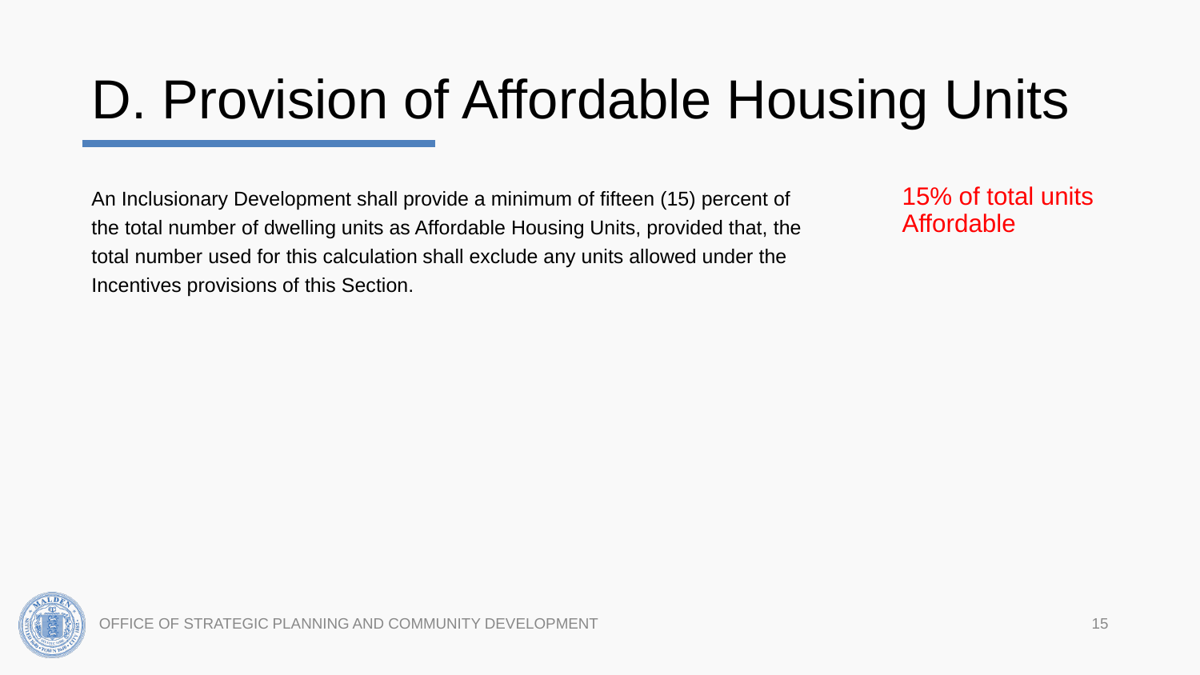# D. Provision of Affordable Housing Units

An Inclusionary Development shall provide a minimum of fifteen (15) percent of the total number of dwelling units as Affordable Housing Units, provided that, the total number used for this calculation shall exclude any units allowed under the Incentives provisions of this Section.

15% of total units Affordable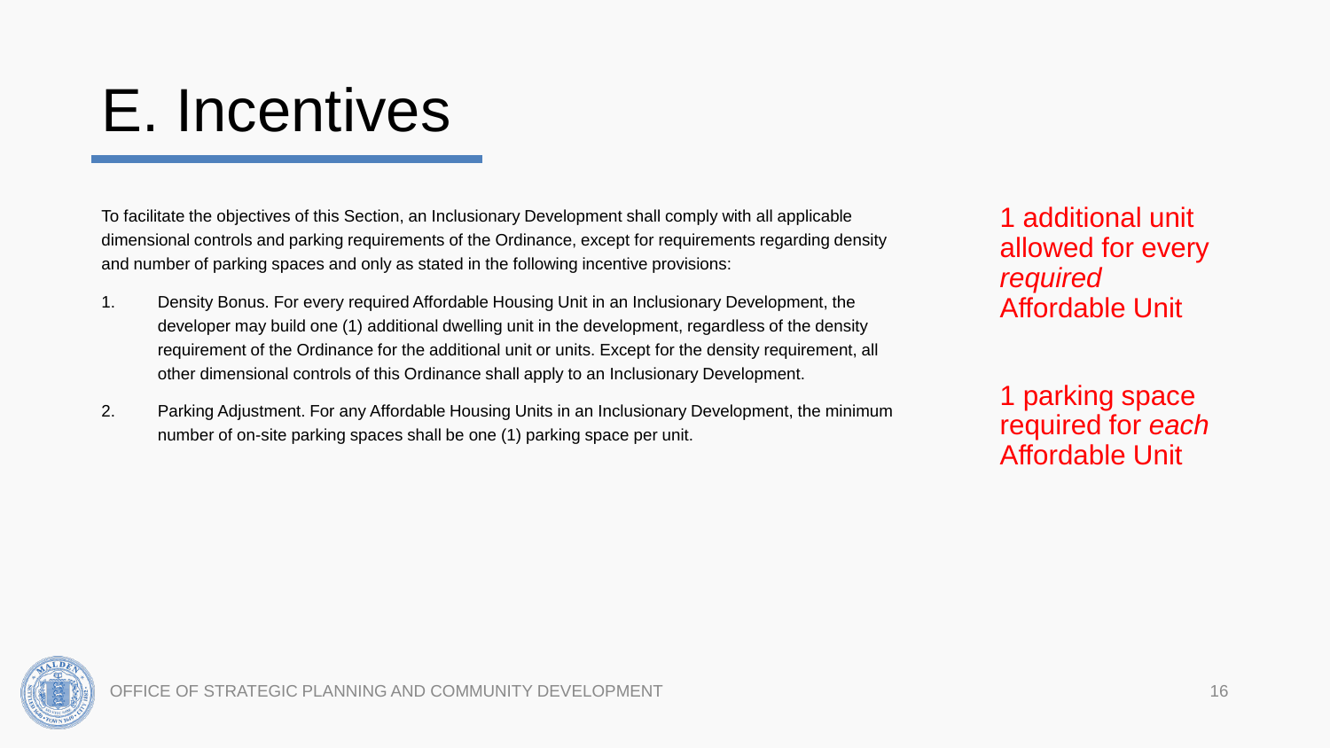# E. Incentives

To facilitate the objectives of this Section, an Inclusionary Development shall comply with all applicable dimensional controls and parking requirements of the Ordinance, except for requirements regarding density and number of parking spaces and only as stated in the following incentive provisions:

1. Density Bonus. For every required Affordable Housing Unit in an Inclusionary Development, the developer may build one (1) additional dwelling unit in the development, regardless of the density requirement of the Ordinance for the additional unit or units. Except for the density requirement, all other dimensional controls of this Ordinance shall apply to an Inclusionary Development.

2. Parking Adjustment. For any Affordable Housing Units in an Inclusionary Development, the minimum number of on-site parking spaces shall be one (1) parking space per unit.

1 additional unit allowed for every *required* Affordable Unit

1 parking space required for *each* Affordable Unit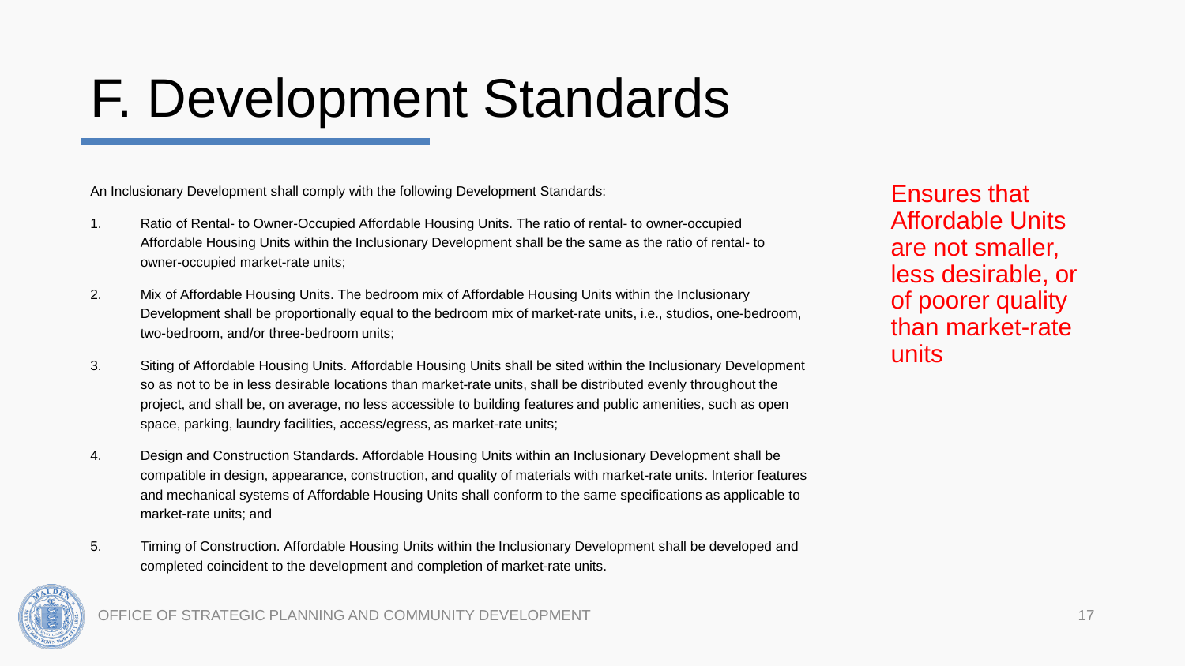# F. Development Standards

An Inclusionary Development shall comply with the following Development Standards:

1. Ratio of Rental- to Owner-Occupied Affordable Housing Units. The ratio of rental- to owner-occupied Affordable Housing Units within the Inclusionary Development shall be the same as the ratio of rental- to owner-occupied market-rate units;
2. Mix of Affordable Housing Units. The bedroom mix of Affordable Housing Units within the Inclusionary Development shall be proportionally equal to the bedroom mix of market-rate units, i.e., studios, one-bedroom, two-bedroom, and/or three-bedroom units;
3. Siting of Affordable Housing Units. Affordable Housing Units shall be sited within the Inclusionary Development so as not to be in less desirable locations than market-rate units, shall be distributed evenly throughout the project, and shall be, on average, no less accessible to building features and public amenities, such as open space, parking, laundry facilities, access/egress, as market-rate units;
4. Design and Construction Standards. Affordable Housing Units within an Inclusionary Development shall be compatible in design, appearance, construction, and quality of materials with market-rate units. Interior features and mechanical systems of Affordable Housing Units shall conform to the same specifications as applicable to market-rate units; and
5. Timing of Construction. Affordable Housing Units within the Inclusionary Development shall be developed and completed coincident to the development and completion of market-rate units.

Ensures that Affordable Units are not smaller, less desirable, or of poorer quality than market-rate units

OFFICE OF STRATEGIC PLANNING AND COMMUNITY DEVELOPMENT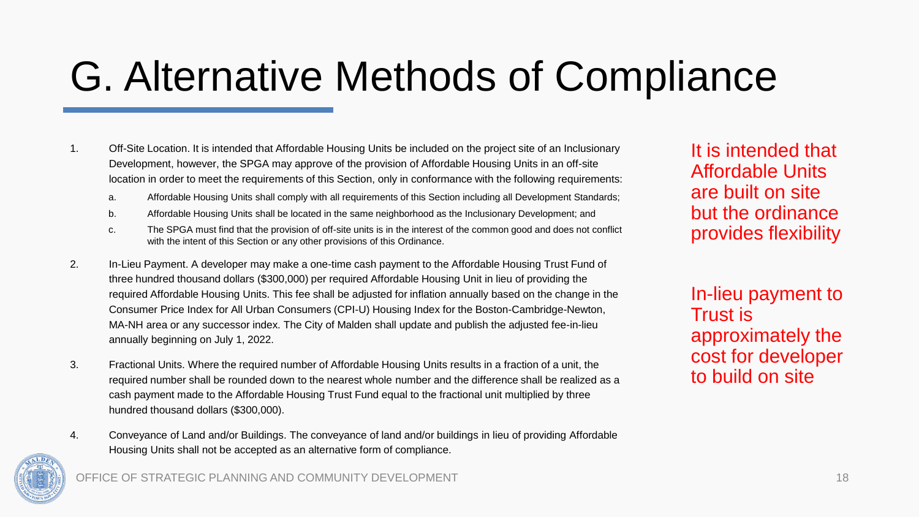# G. Alternative Methods of Compliance

1. Off-Site Location. It is intended that Affordable Housing Units be included on the project site of an Inclusionary Development, however, the SPGA may approve of the provision of Affordable Housing Units in an off-site location in order to meet the requirements of this Section, only in conformance with the following requirements:
   a. Affordable Housing Units shall comply with all requirements of this Section including all Development Standards;
   b. Affordable Housing Units shall be located in the same neighborhood as the Inclusionary Development; and
   c. The SPGA must find that the provision of off-site units is in the interest of the common good and does not conflict with the intent of this Section or any other provisions of this Ordinance.

2. In-Lieu Payment. A developer may make a one-time cash payment to the Affordable Housing Trust Fund of three hundred thousand dollars ($300,000) per required Affordable Housing Unit in lieu of providing the required Affordable Housing Units. This fee shall be adjusted for inflation annually based on the change in the Consumer Price Index for All Urban Consumers (CPI-U) Housing Index for the Boston-Cambridge-Newton, MA-NH area or any successor index. The City of Malden shall update and publish the adjusted fee-in-lieu annually beginning on July 1, 2022.

3. Fractional Units. Where the required number of Affordable Housing Units results in a fraction of a unit, the required number shall be rounded down to the nearest whole number and the difference shall be realized as a cash payment made to the Affordable Housing Trust Fund equal to the fractional unit multiplied by three hundred thousand dollars ($300,000).

4. Conveyance of Land and/or Buildings. The conveyance of land and/or buildings in lieu of providing Affordable Housing Units shall not be accepted as an alternative form of compliance.

It is intended that Affordable Units are built on site but the ordinance provides flexibility

In-lieu payment to Trust is approximately the cost for developer to build on site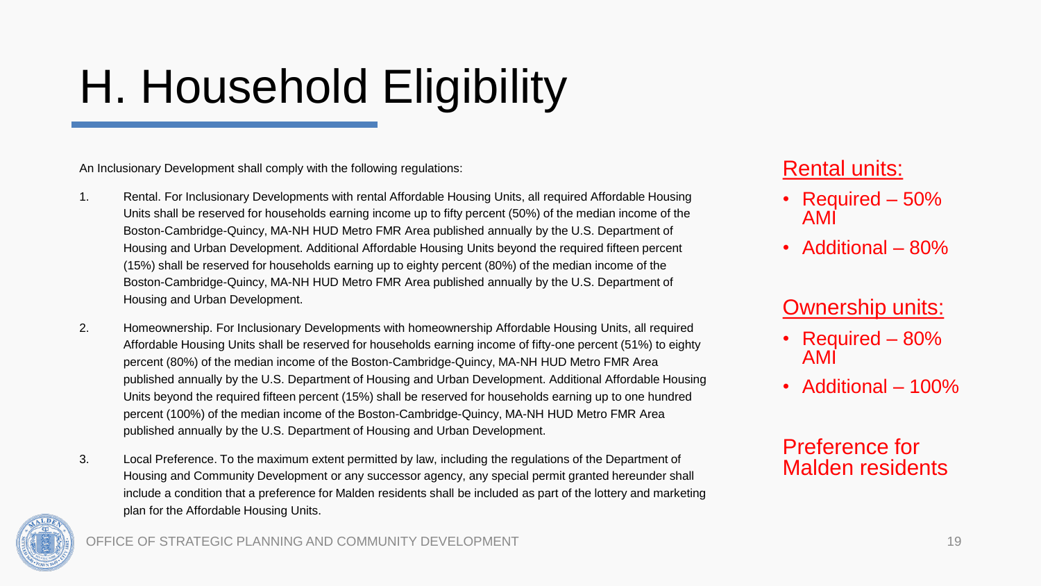# H. Household Eligibility

An Inclusionary Development shall comply with the following regulations:

1. Rental. For Inclusionary Developments with rental Affordable Housing Units, all required Affordable Housing Units shall be reserved for households earning income up to fifty percent (50%) of the median income of the Boston-Cambridge-Quincy, MA-NH HUD Metro FMR Area published annually by the U.S. Department of Housing and Urban Development. Additional Affordable Housing Units beyond the required fifteen percent (15%) shall be reserved for households earning up to eighty percent (80%) of the median income of the Boston-Cambridge-Quincy, MA-NH HUD Metro FMR Area published annually by the U.S. Department of Housing and Urban Development.

2. Homeownership. For Inclusionary Developments with homeownership Affordable Housing Units, all required Affordable Housing Units shall be reserved for households earning income of fifty-one percent (51%) to eighty percent (80%) of the median income of the Boston-Cambridge-Quincy, MA-NH HUD Metro FMR Area published annually by the U.S. Department of Housing and Urban Development. Additional Affordable Housing Units beyond the required fifteen percent (15%) shall be reserved for households earning up to one hundred percent (100%) of the median income of the Boston-Cambridge-Quincy, MA-NH HUD Metro FMR Area published annually by the U.S. Department of Housing and Urban Development.

3. Local Preference. To the maximum extent permitted by law, including the regulations of the Department of Housing and Community Development or any successor agency, any special permit granted hereunder shall include a condition that a preference for Malden residents shall be included as part of the lottery and marketing plan for the Affordable Housing Units.

**Rental units:**

- Required – 50% AMI
- Additional – 80%

**Ownership units:**

- Required – 80% AMI
- Additional – 100%

Preference for Malden residents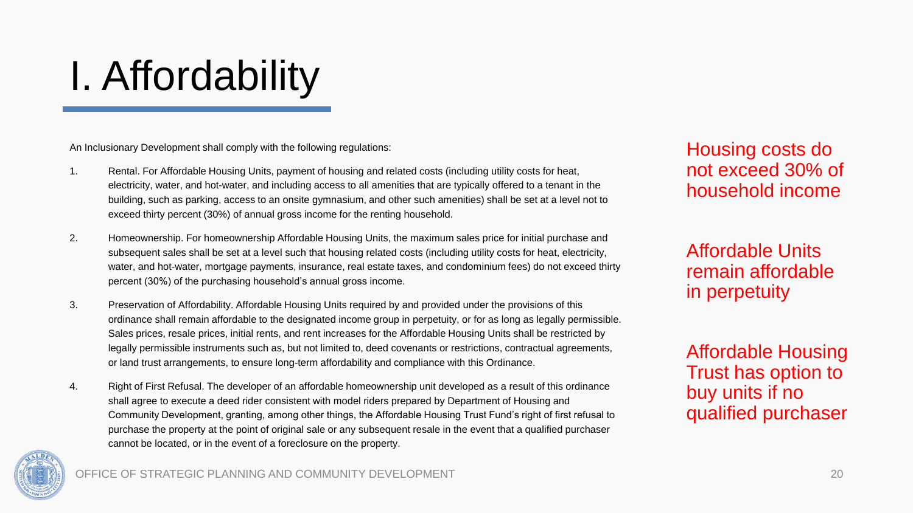# I. Affordability

An Inclusionary Development shall comply with the following regulations:

1. Rental. For Affordable Housing Units, payment of housing and related costs (including utility costs for heat, electricity, water, and hot-water, and including access to all amenities that are typically offered to a tenant in the building, such as parking, access to an onsite gymnasium, and other such amenities) shall be set at a level not to exceed thirty percent (30%) of annual gross income for the renting household.

2. Homeownership. For homeownership Affordable Housing Units, the maximum sales price for initial purchase and subsequent sales shall be set at a level such that housing related costs (including utility costs for heat, electricity, water, and hot-water, mortgage payments, insurance, real estate taxes, and condominium fees) do not exceed thirty percent (30%) of the purchasing household's annual gross income.

3. Preservation of Affordability. Affordable Housing Units required by and provided under the provisions of this ordinance shall remain affordable to the designated income group in perpetuity, or for as long as legally permissible. Sales prices, resale prices, initial rents, and rent increases for the Affordable Housing Units shall be restricted by legally permissible instruments such as, but not limited to, deed covenants or restrictions, contractual agreements, or land trust arrangements, to ensure long-term affordability and compliance with this Ordinance.

4. Right of First Refusal. The developer of an affordable homeownership unit developed as a result of this ordinance shall agree to execute a deed rider consistent with model riders prepared by Department of Housing and Community Development, granting, among other things, the Affordable Housing Trust Fund's right of first refusal to purchase the property at the point of original sale or any subsequent resale in the event that a qualified purchaser cannot be located, or in the event of a foreclosure on the property.

Housing costs do not exceed 30% of household income

Affordable Units remain affordable in perpetuity

Affordable Housing Trust has option to buy units if no qualified purchaser

OFFICE OF STRATEGIC PLANNING AND COMMUNITY DEVELOPMENT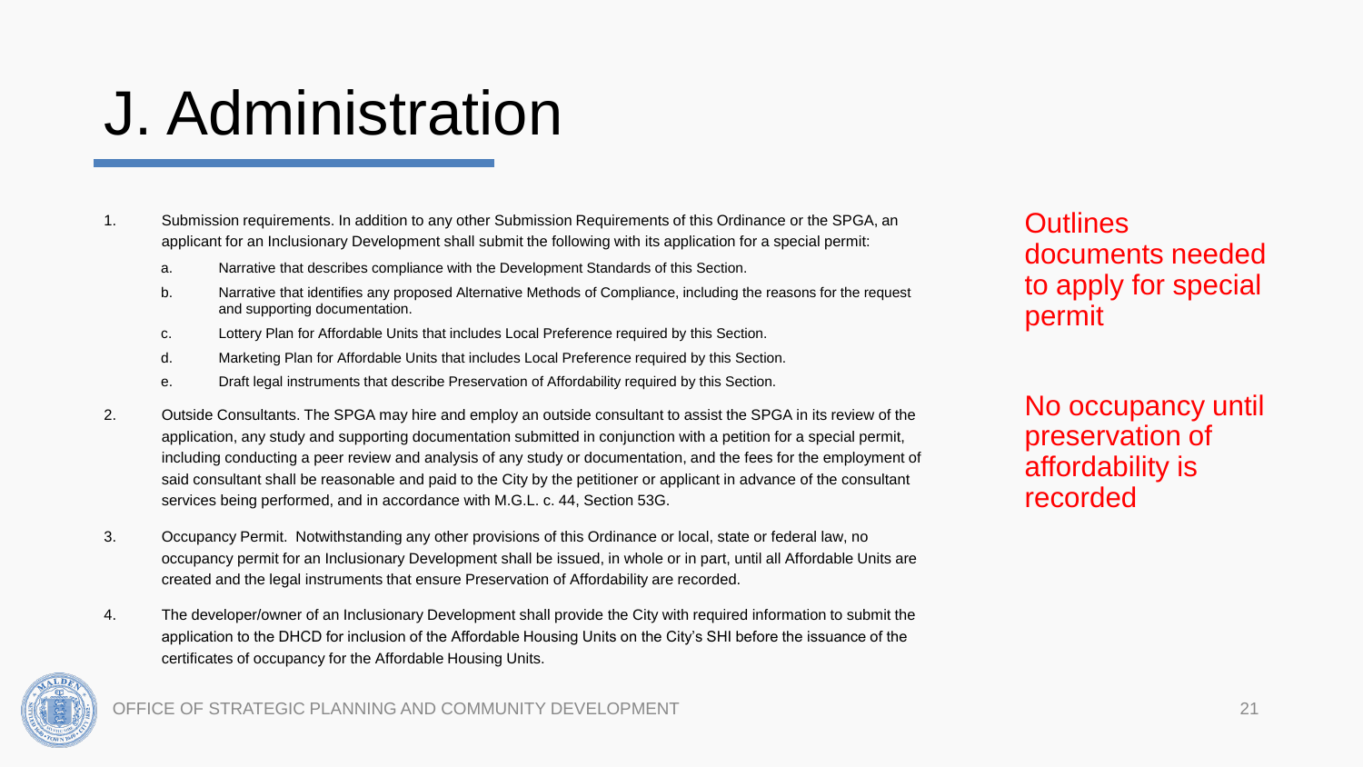# J. Administration

1. Submission requirements. In addition to any other Submission Requirements of this Ordinance or the SPGA, an applicant for an Inclusionary Development shall submit the following with its application for a special permit:
   a. Narrative that describes compliance with the Development Standards of this Section.
   b. Narrative that identifies any proposed Alternative Methods of Compliance, including the reasons for the request and supporting documentation.
   c. Lottery Plan for Affordable Units that includes Local Preference required by this Section.
   d. Marketing Plan for Affordable Units that includes Local Preference required by this Section.
   e. Draft legal instruments that describe Preservation of Affordability required by this Section.
2. Outside Consultants. The SPGA may hire and employ an outside consultant to assist the SPGA in its review of the application, any study and supporting documentation submitted in conjunction with a petition for a special permit, including conducting a peer review and analysis of any study or documentation, and the fees for the employment of said consultant shall be reasonable and paid to the City by the petitioner or applicant in advance of the consultant services being performed, and in accordance with M.G.L. c. 44, Section 53G.
3. Occupancy Permit. Notwithstanding any other provisions of this Ordinance or local, state or federal law, no occupancy permit for an Inclusionary Development shall be issued, in whole or in part, until all Affordable Units are created and the legal instruments that ensure Preservation of Affordability are recorded.
4. The developer/owner of an Inclusionary Development shall provide the City with required information to submit the application to the DHCD for inclusion of the Affordable Housing Units on the City's SHI before the issuance of the certificates of occupancy for the Affordable Housing Units.

Outlines documents needed to apply for special permit

No occupancy until preservation of affordability is recorded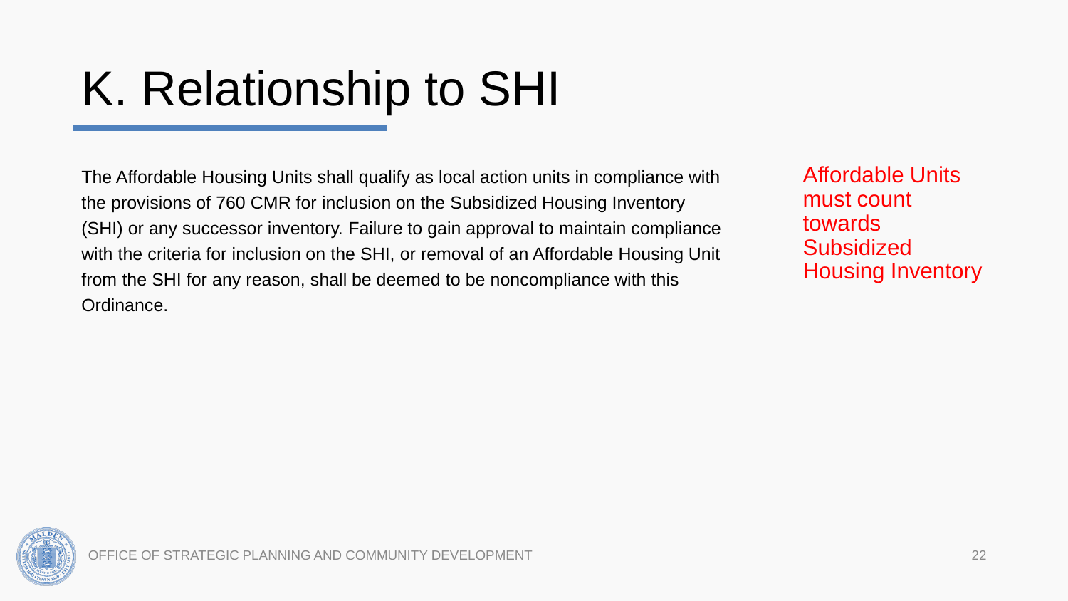# K. Relationship to SHI

The Affordable Housing Units shall qualify as local action units in compliance with the provisions of 760 CMR for inclusion on the Subsidized Housing Inventory (SHI) or any successor inventory. Failure to gain approval to maintain compliance with the criteria for inclusion on the SHI, or removal of an Affordable Housing Unit from the SHI for any reason, shall be deemed to be noncompliance with this Ordinance.

Affordable Units must count towards Subsidized Housing Inventory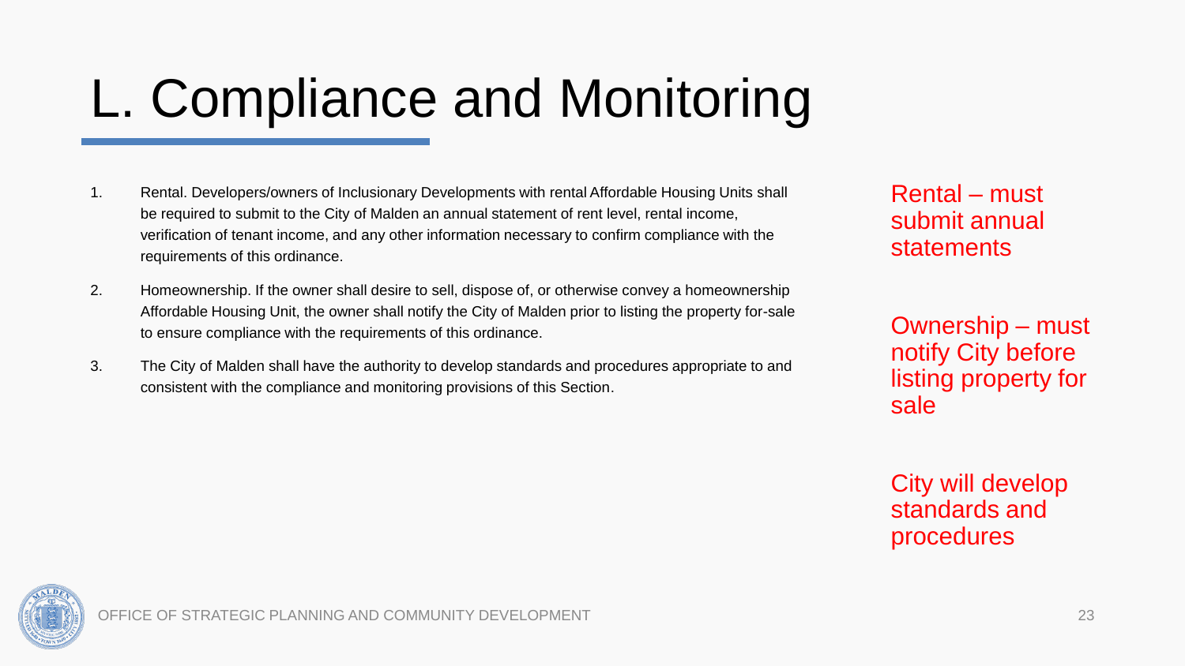# L. Compliance and Monitoring

1. Rental. Developers/owners of Inclusionary Developments with rental Affordable Housing Units shall be required to submit to the City of Malden an annual statement of rent level, rental income, verification of tenant income, and any other information necessary to confirm compliance with the requirements of this ordinance.
2. Homeownership. If the owner shall desire to sell, dispose of, or otherwise convey a homeownership Affordable Housing Unit, the owner shall notify the City of Malden prior to listing the property for-sale to ensure compliance with the requirements of this ordinance.
3. The City of Malden shall have the authority to develop standards and procedures appropriate to and consistent with the compliance and monitoring provisions of this Section.

Rental – must submit annual statements

Ownership – must notify City before listing property for sale

City will develop standards and procedures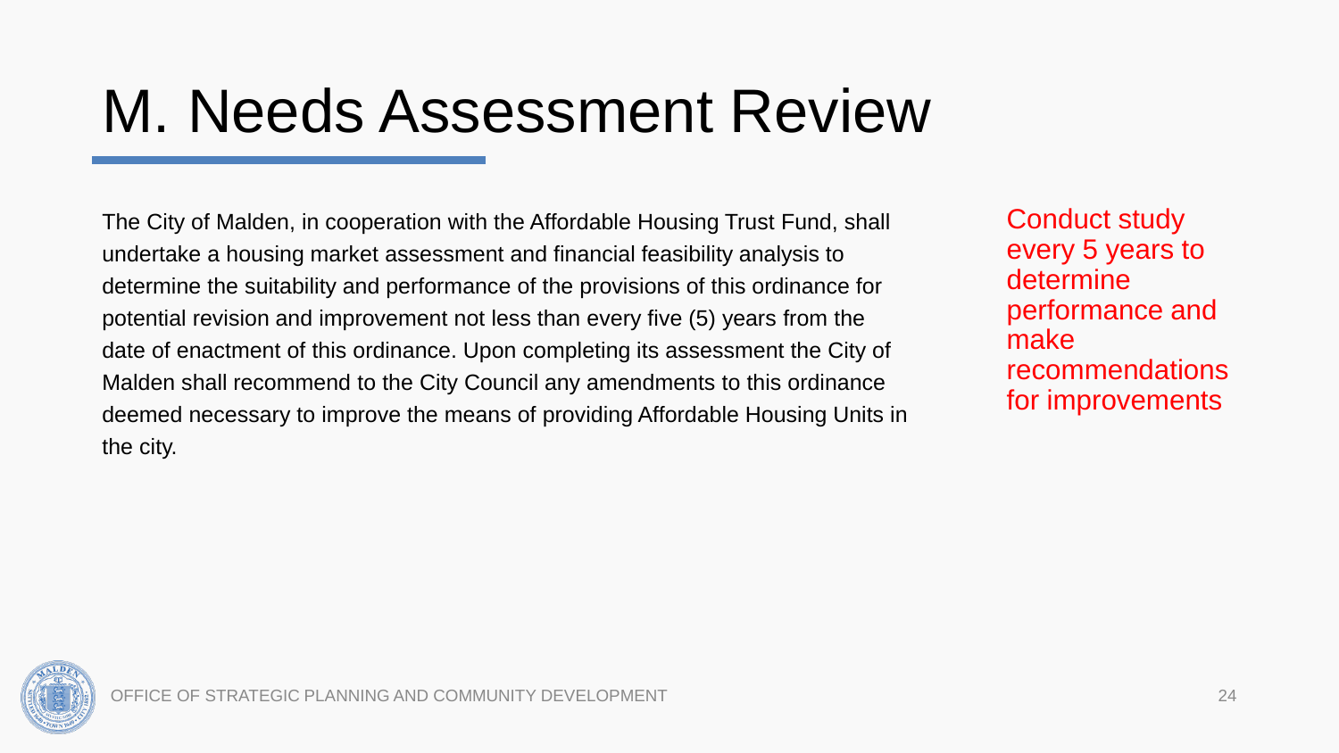# M. Needs Assessment Review

The City of Malden, in cooperation with the Affordable Housing Trust Fund, shall undertake a housing market assessment and financial feasibility analysis to determine the suitability and performance of the provisions of this ordinance for potential revision and improvement not less than every five (5) years from the date of enactment of this ordinance. Upon completing its assessment the City of Malden shall recommend to the City Council any amendments to this ordinance deemed necessary to improve the means of providing Affordable Housing Units in the city.

Conduct study every 5 years to determine performance and make recommendations for improvements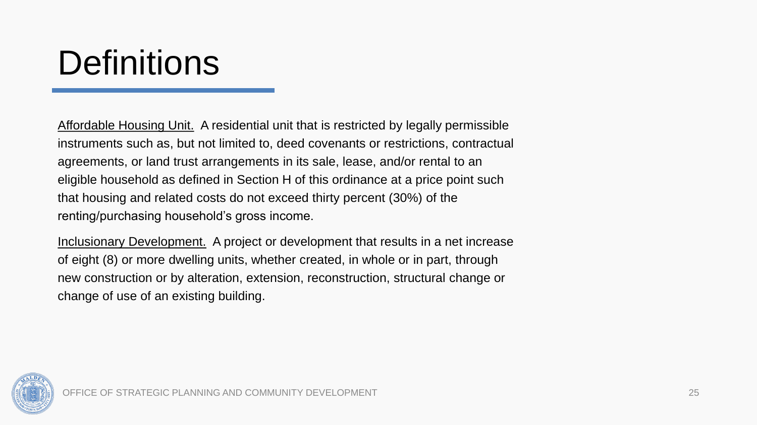# Definitions

Affordable Housing Unit. A residential unit that is restricted by legally permissible instruments such as, but not limited to, deed covenants or restrictions, contractual agreements, or land trust arrangements in its sale, lease, and/or rental to an eligible household as defined in Section H of this ordinance at a price point such that housing and related costs do not exceed thirty percent (30%) of the renting/purchasing household's gross income.

Inclusionary Development. A project or development that results in a net increase of eight (8) or more dwelling units, whether created, in whole or in part, through new construction or by alteration, extension, reconstruction, structural change or change of use of an existing building.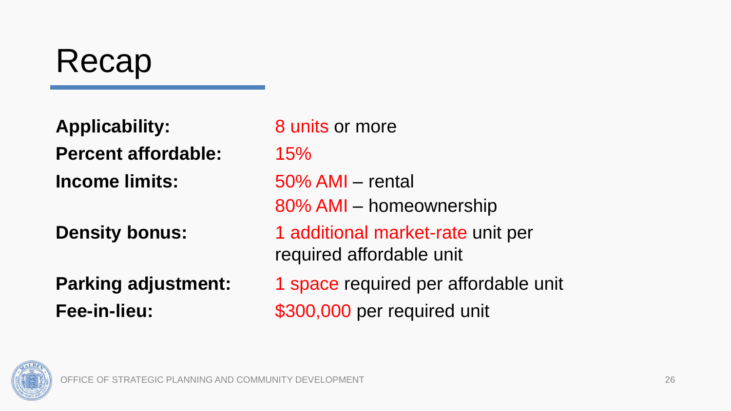# Recap

| | |
|---|---|
| **Applicability:** | 8 units or more |
| **Percent affordable:** | 15% |
| **Income limits:** | 50% AMI – rental<br>80% AMI – homeownership |
| **Density bonus:** | 1 additional market-rate unit per required affordable unit |
| **Parking adjustment:** | 1 space required per affordable unit |
| **Fee-in-lieu:** | $300,000 per required unit |